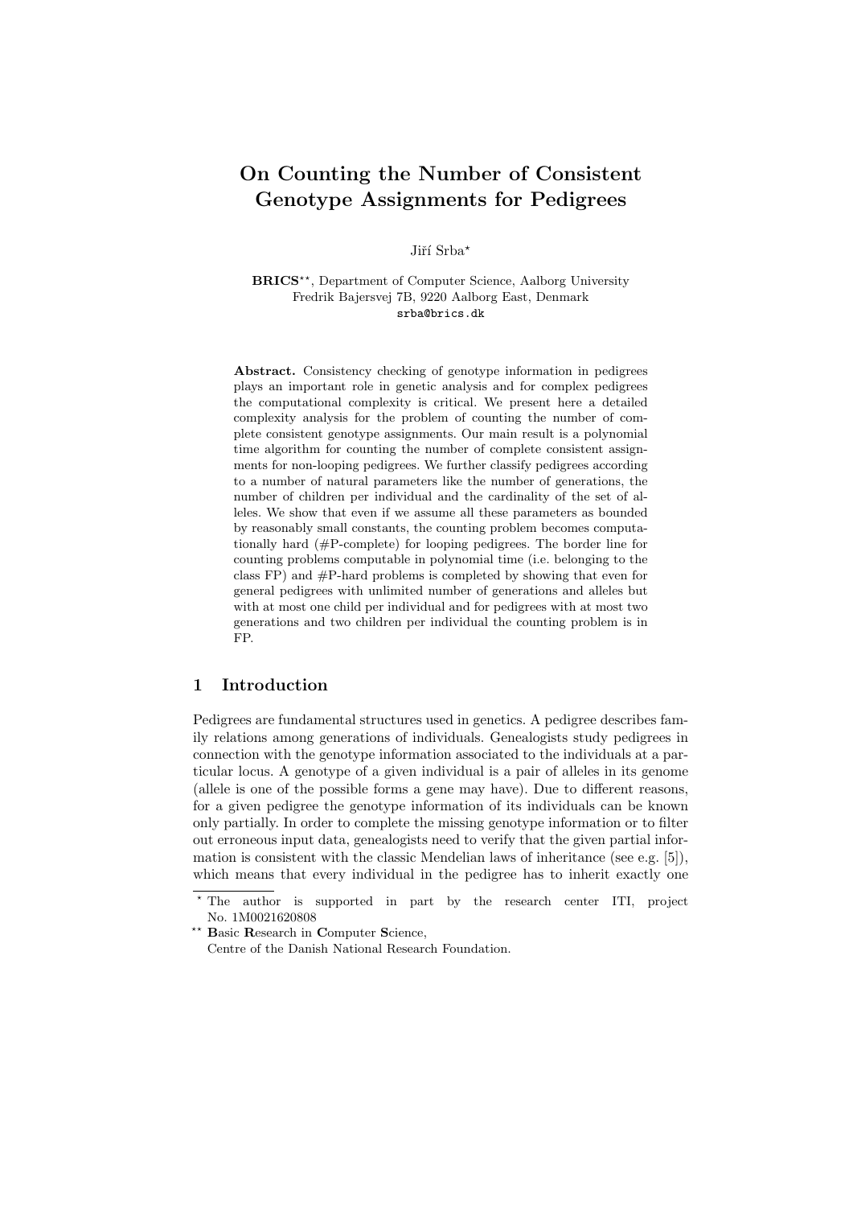# On Counting the Number of Consistent Genotype Assignments for Pedigrees

Jiří Srba*

**BRICS****, Department of Computer Science, Aalborg University
Fredrik Bajersvej 7B, 9220 Aalborg East, Denmark
srba@brics.dk

**Abstract.** Consistency checking of genotype information in pedigrees plays an important role in genetic analysis and for complex pedigrees the computational complexity is critical. We present here a detailed complexity analysis for the problem of counting the number of complete consistent genotype assignments. Our main result is a polynomial time algorithm for counting the number of complete consistent assignments for non-looping pedigrees. We further classify pedigrees according to a number of natural parameters like the number of generations, the number of children per individual and the cardinality of the set of alleles. We show that even if we assume all these parameters as bounded by reasonably small constants, the counting problem becomes computationally hard (#P-complete) for looping pedigrees. The border line for counting problems computable in polynomial time (i.e. belonging to the class FP) and #P-hard problems is completed by showing that even for general pedigrees with unlimited number of generations and alleles but with at most one child per individual and for pedigrees with at most two generations and two children per individual the counting problem is in FP.

## 1 Introduction

Pedigrees are fundamental structures used in genetics. A pedigree describes family relations among generations of individuals. Genealogists study pedigrees in connection with the genotype information associated to the individuals at a particular locus. A genotype of a given individual is a pair of alleles in its genome (allele is one of the possible forms a gene may have). Due to different reasons, for a given pedigree the genotype information of its individuals can be known only partially. In order to complete the missing genotype information or to filter out erroneous input data, genealogists need to verify that the given partial information is consistent with the classic Mendelian laws of inheritance (see e.g. [5]), which means that every individual in the pedigree has to inherit exactly one

---

* The author is supported in part by the research center ITI, project No. 1M0021620808

** **B**asic **R**esearch in **C**omputer **S**cience, Centre of the Danish National Research Foundation.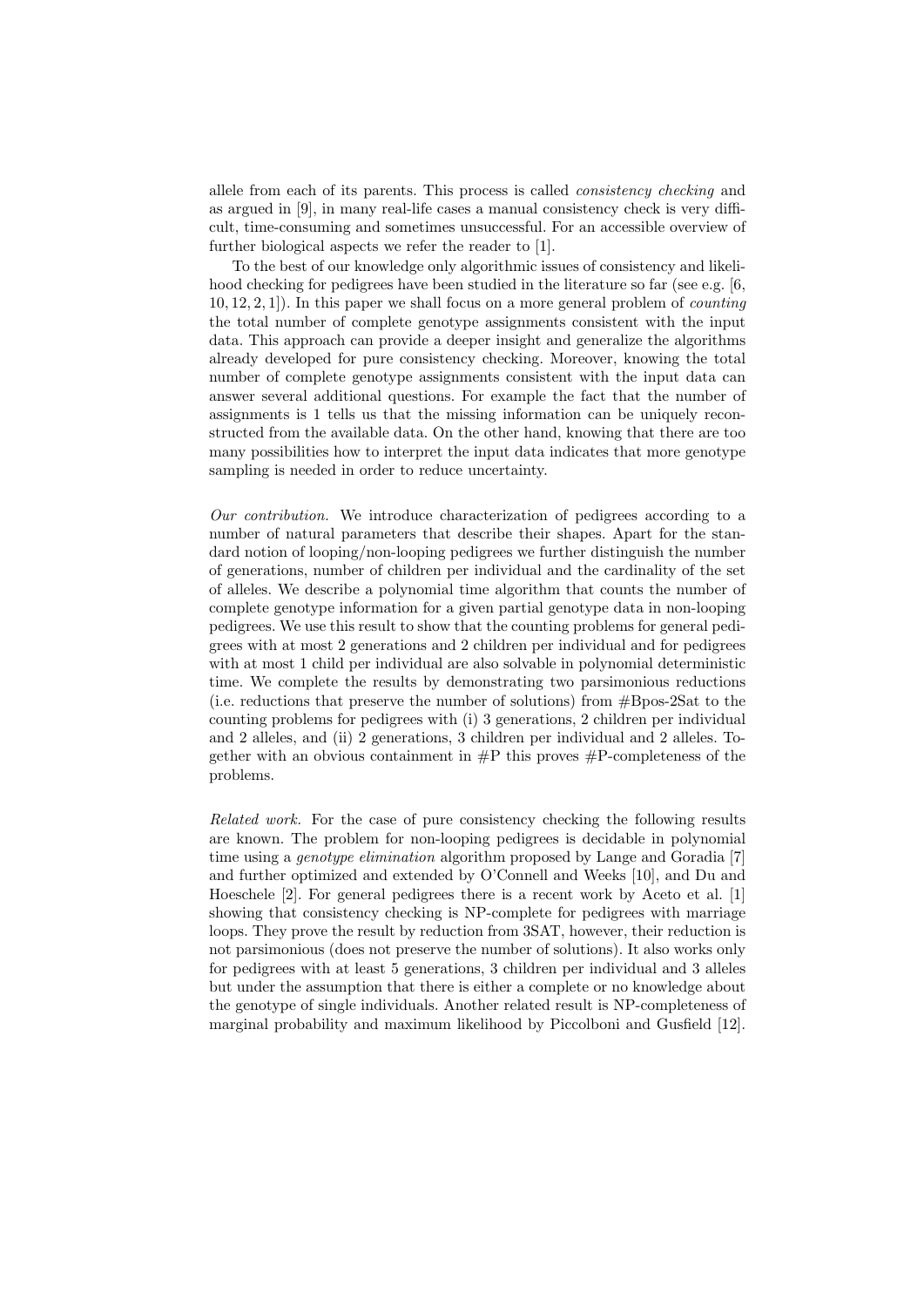allele from each of its parents. This process is called *consistency checking* and as argued in [9], in many real-life cases a manual consistency check is very difficult, time-consuming and sometimes unsuccessful. For an accessible overview of further biological aspects we refer the reader to [1].

To the best of our knowledge only algorithmic issues of consistency and likelihood checking for pedigrees have been studied in the literature so far (see e.g. [6, 10, 12, 2, 1]). In this paper we shall focus on a more general problem of *counting* the total number of complete genotype assignments consistent with the input data. This approach can provide a deeper insight and generalize the algorithms already developed for pure consistency checking. Moreover, knowing the total number of complete genotype assignments consistent with the input data can answer several additional questions. For example the fact that the number of assignments is 1 tells us that the missing information can be uniquely reconstructed from the available data. On the other hand, knowing that there are too many possibilities how to interpret the input data indicates that more genotype sampling is needed in order to reduce uncertainty.

*Our contribution.* We introduce characterization of pedigrees according to a number of natural parameters that describe their shapes. Apart for the standard notion of looping/non-looping pedigrees we further distinguish the number of generations, number of children per individual and the cardinality of the set of alleles. We describe a polynomial time algorithm that counts the number of complete genotype information for a given partial genotype data in non-looping pedigrees. We use this result to show that the counting problems for general pedigrees with at most 2 generations and 2 children per individual and for pedigrees with at most 1 child per individual are also solvable in polynomial deterministic time. We complete the results by demonstrating two parsimonious reductions (i.e. reductions that preserve the number of solutions) from #Bpos-2Sat to the counting problems for pedigrees with (i) 3 generations, 2 children per individual and 2 alleles, and (ii) 2 generations, 3 children per individual and 2 alleles. Together with an obvious containment in #P this proves #P-completeness of the problems.

*Related work.* For the case of pure consistency checking the following results are known. The problem for non-looping pedigrees is decidable in polynomial time using a *genotype elimination* algorithm proposed by Lange and Goradia [7] and further optimized and extended by O'Connell and Weeks [10], and Du and Hoeschele [2]. For general pedigrees there is a recent work by Aceto et al. [1] showing that consistency checking is NP-complete for pedigrees with marriage loops. They prove the result by reduction from 3SAT, however, their reduction is not parsimonious (does not preserve the number of solutions). It also works only for pedigrees with at least 5 generations, 3 children per individual and 3 alleles but under the assumption that there is either a complete or no knowledge about the genotype of single individuals. Another related result is NP-completeness of marginal probability and maximum likelihood by Piccolboni and Gusfield [12].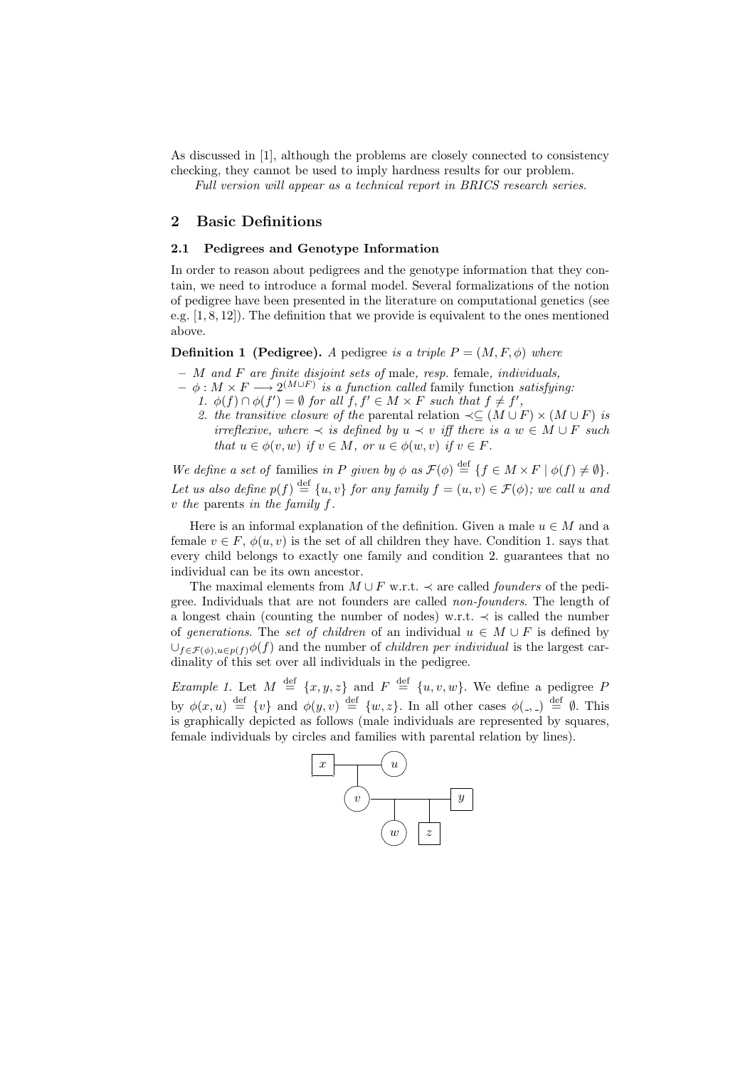As discussed in [1], although the problems are closely connected to consistency checking, they cannot be used to imply hardness results for our problem.

*Full version will appear as a technical report in BRICS research series.*

## 2 Basic Definitions

### 2.1 Pedigrees and Genotype Information

In order to reason about pedigrees and the genotype information that they contain, we need to introduce a formal model. Several formalizations of the notion of pedigree have been presented in the literature on computational genetics (see e.g. [1, 8, 12]). The definition that we provide is equivalent to the ones mentioned above.

**Definition 1 (Pedigree).** *A* pedigree *is a triple* $P = (M, F, \phi)$ *where*

- $M$ *and* $F$ *are finite disjoint sets of* male, *resp.* female, *individuals,*
- $\phi : M \times F \longrightarrow 2^{(M \cup F)}$ *is a function called* family function *satisfying:*
  1. $\phi(f) \cap \phi(f') = \emptyset$ *for all* $f, f' \in M \times F$ *such that* $f \neq f'$,
  2. *the transitive closure of the* parental relation $\prec \subseteq (M \cup F) \times (M \cup F)$ *is irreflexive, where* $\prec$ *is defined by* $u \prec v$ *iff there is a* $w \in M \cup F$ *such that* $u \in \phi(v, w)$ *if* $v \in M$*, or* $u \in \phi(w, v)$ *if* $v \in F$.

*We define a set of* families *in* $P$ *given by* $\phi$ *as* $\mathcal{F}(\phi) \stackrel{\text{def}}{=} \{f \in M \times F \mid \phi(f) \neq \emptyset\}$. *Let us also define* $p(f) \stackrel{\text{def}}{=} \{u, v\}$ *for any family* $f = (u, v) \in \mathcal{F}(\phi)$*; we call* $u$ *and* $v$ *the* parents *in the family* $f$.

Here is an informal explanation of the definition. Given a male $u \in M$ and a female $v \in F$, $\phi(u, v)$ is the set of all children they have. Condition 1. says that every child belongs to exactly one family and condition 2. guarantees that no individual can be its own ancestor.

The maximal elements from $M \cup F$ w.r.t. $\prec$ are called *founders* of the pedigree. Individuals that are not founders are called *non-founders*. The length of a longest chain (counting the number of nodes) w.r.t. $\prec$ is called the number of *generations*. The *set of children* of an individual $u \in M \cup F$ is defined by $\cup_{f \in \mathcal{F}(\phi), u \in p(f)} \phi(f)$ and the number of *children per individual* is the largest cardinality of this set over all individuals in the pedigree.

*Example 1.* Let $M \stackrel{\text{def}}{=} \{x, y, z\}$ and $F \stackrel{\text{def}}{=} \{u, v, w\}$. We define a pedigree $P$ by $\phi(x, u) \stackrel{\text{def}}{=} \{v\}$ and $\phi(y, v) \stackrel{\text{def}}{=} \{w, z\}$. In all other cases $\phi(\_, \_) \stackrel{\text{def}}{=} \emptyset$. This is graphically depicted as follows (male individuals are represented by squares, female individuals by circles and families with parental relation by lines).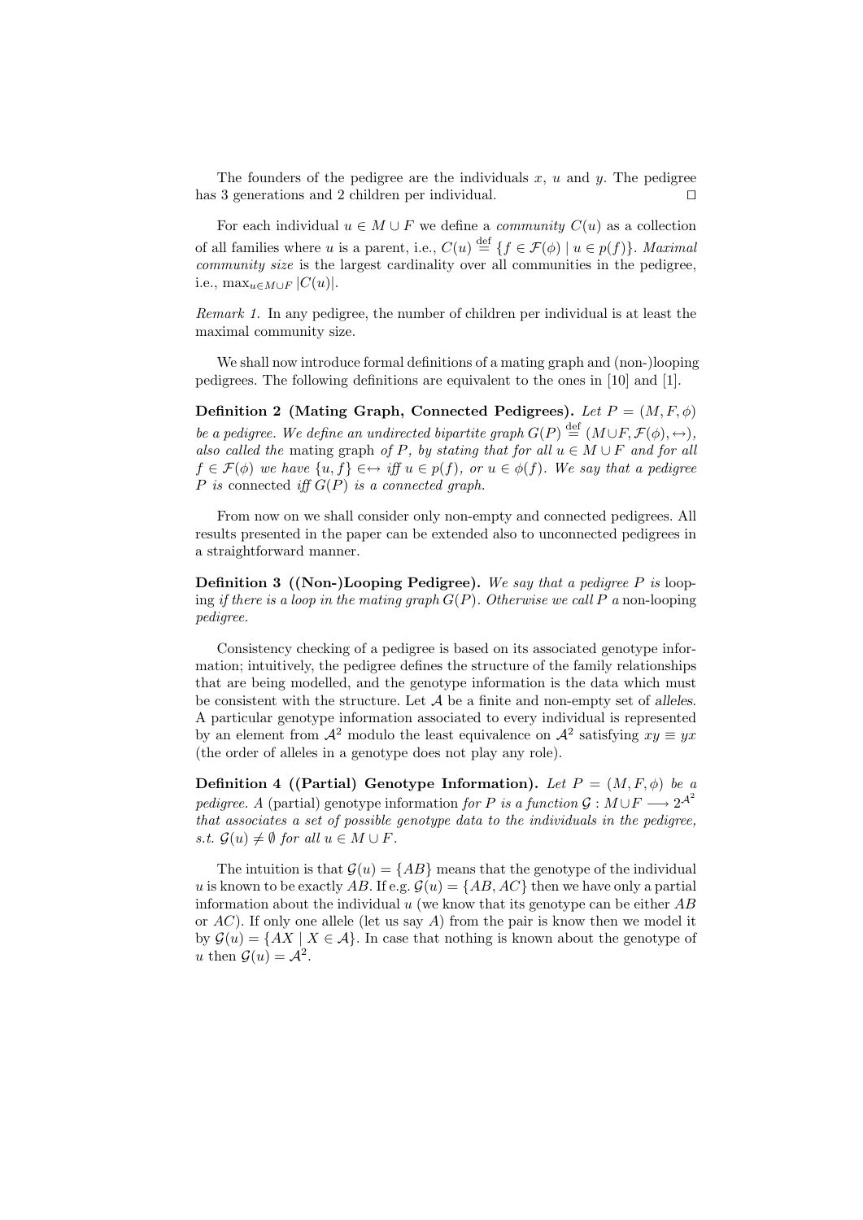The founders of the pedigree are the individuals $x$, $u$ and $y$. The pedigree has 3 generations and 2 children per individual. ☐

For each individual $u \in M \cup F$ we define a *community* $C(u)$ as a collection of all families where $u$ is a parent, i.e., $C(u) \stackrel{\text{def}}{=} \{f \in \mathcal{F}(\phi) \mid u \in p(f)\}$. *Maximal community size* is the largest cardinality over all communities in the pedigree, i.e., $\max_{u \in M \cup F} |C(u)|$.

*Remark 1.* In any pedigree, the number of children per individual is at least the maximal community size.

We shall now introduce formal definitions of a mating graph and (non-)looping pedigrees. The following definitions are equivalent to the ones in [10] and [1].

**Definition 2 (Mating Graph, Connected Pedigrees).** *Let $P = (M, F, \phi)$ be a pedigree. We define an undirected bipartite graph $G(P) \stackrel{\text{def}}{=} (M \cup F, \mathcal{F}(\phi), \leftrightarrow)$, also called the* mating graph *of $P$, by stating that for all $u \in M \cup F$ and for all $f \in \mathcal{F}(\phi)$ we have $\{u, f\} \in \leftrightarrow$ iff $u \in p(f)$, or $u \in \phi(f)$. We say that a pedigree $P$ is* connected *iff $G(P)$ is a connected graph.*

From now on we shall consider only non-empty and connected pedigrees. All results presented in the paper can be extended also to unconnected pedigrees in a straightforward manner.

**Definition 3 ((Non-)Looping Pedigree).** *We say that a pedigree $P$ is* looping *if there is a loop in the mating graph $G(P)$. Otherwise we call $P$ a* non-looping *pedigree.*

Consistency checking of a pedigree is based on its associated genotype information; intuitively, the pedigree defines the structure of the family relationships that are being modelled, and the genotype information is the data which must be consistent with the structure. Let $\mathcal{A}$ be a finite and non-empty set of *alleles*. A particular genotype information associated to every individual is represented by an element from $\mathcal{A}^2$ modulo the least equivalence on $\mathcal{A}^2$ satisfying $xy \equiv yx$ (the order of alleles in a genotype does not play any role).

**Definition 4 ((Partial) Genotype Information).** *Let $P = (M, F, \phi)$ be a pedigree. A* (partial) genotype information *for $P$ is a function $\mathcal{G} : M \cup F \longrightarrow 2^{\mathcal{A}^2}$ that associates a set of possible genotype data to the individuals in the pedigree, s.t. $\mathcal{G}(u) \neq \emptyset$ for all $u \in M \cup F$.*

The intuition is that $\mathcal{G}(u) = \{AB\}$ means that the genotype of the individual $u$ is known to be exactly $AB$. If e.g. $\mathcal{G}(u) = \{AB, AC\}$ then we have only a partial information about the individual $u$ (we know that its genotype can be either $AB$ or $AC$). If only one allele (let us say $A$) from the pair is know then we model it by $\mathcal{G}(u) = \{AX \mid X \in \mathcal{A}\}$. In case that nothing is known about the genotype of $u$ then $\mathcal{G}(u) = \mathcal{A}^2$.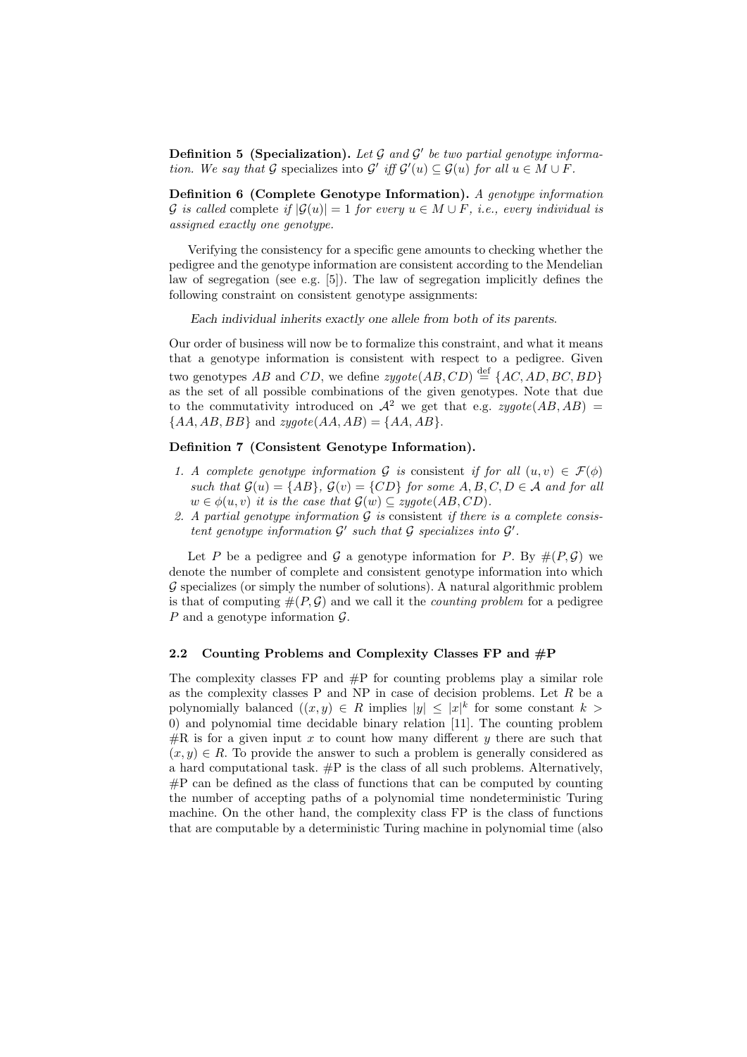**Definition 5 (Specialization).** *Let $\mathcal{G}$ and $\mathcal{G}'$ be two partial genotype information. We say that $\mathcal{G}$* specializes into *$\mathcal{G}'$ iff $\mathcal{G}'(u) \subseteq \mathcal{G}(u)$ for all $u \in M \cup F$.*

**Definition 6 (Complete Genotype Information).** *A genotype information $\mathcal{G}$ is called* complete *if $|\mathcal{G}(u)| = 1$ for every $u \in M \cup F$, i.e., every individual is assigned exactly one genotype.*

Verifying the consistency for a specific gene amounts to checking whether the pedigree and the genotype information are consistent according to the Mendelian law of segregation (see e.g. [5]). The law of segregation implicitly defines the following constraint on consistent genotype assignments:

*Each individual inherits exactly one allele from both of its parents.*

Our order of business will now be to formalize this constraint, and what it means that a genotype information is consistent with respect to a pedigree. Given two genotypes $AB$ and $CD$, we define $zygote(AB, CD) \stackrel{\text{def}}{=} \{AC, AD, BC, BD\}$ as the set of all possible combinations of the given genotypes. Note that due to the commutativity introduced on $\mathcal{A}^2$ we get that e.g. $zygote(AB, AB) = \{AA, AB, BB\}$ and $zygote(AA, AB) = \{AA, AB\}$.

**Definition 7 (Consistent Genotype Information).**

1. *A complete genotype information $\mathcal{G}$ is* consistent *if for all $(u, v) \in \mathcal{F}(\phi)$ such that $\mathcal{G}(u) = \{AB\}$, $\mathcal{G}(v) = \{CD\}$ for some $A, B, C, D \in \mathcal{A}$ and for all $w \in \phi(u, v)$ it is the case that $\mathcal{G}(w) \subseteq zygote(AB, CD)$.*
2. *A partial genotype information $\mathcal{G}$ is* consistent *if there is a complete consistent genotype information $\mathcal{G}'$ such that $\mathcal{G}$ specializes into $\mathcal{G}'$.*

Let $P$ be a pedigree and $\mathcal{G}$ a genotype information for $P$. By $\#(P, \mathcal{G})$ we denote the number of complete and consistent genotype information into which $\mathcal{G}$ specializes (or simply the number of solutions). A natural algorithmic problem is that of computing $\#(P, \mathcal{G})$ and we call it the *counting problem* for a pedigree $P$ and a genotype information $\mathcal{G}$.

### 2.2 Counting Problems and Complexity Classes FP and #P

The complexity classes FP and #P for counting problems play a similar role as the complexity classes P and NP in case of decision problems. Let $R$ be a polynomially balanced ($(x, y) \in R$ implies $|y| \leq |x|^k$ for some constant $k > 0$) and polynomial time decidable binary relation [11]. The counting problem #R is for a given input $x$ to count how many different $y$ there are such that $(x, y) \in R$. To provide the answer to such a problem is generally considered as a hard computational task. #P is the class of all such problems. Alternatively, #P can be defined as the class of functions that can be computed by counting the number of accepting paths of a polynomial time nondeterministic Turing machine. On the other hand, the complexity class FP is the class of functions that are computable by a deterministic Turing machine in polynomial time (also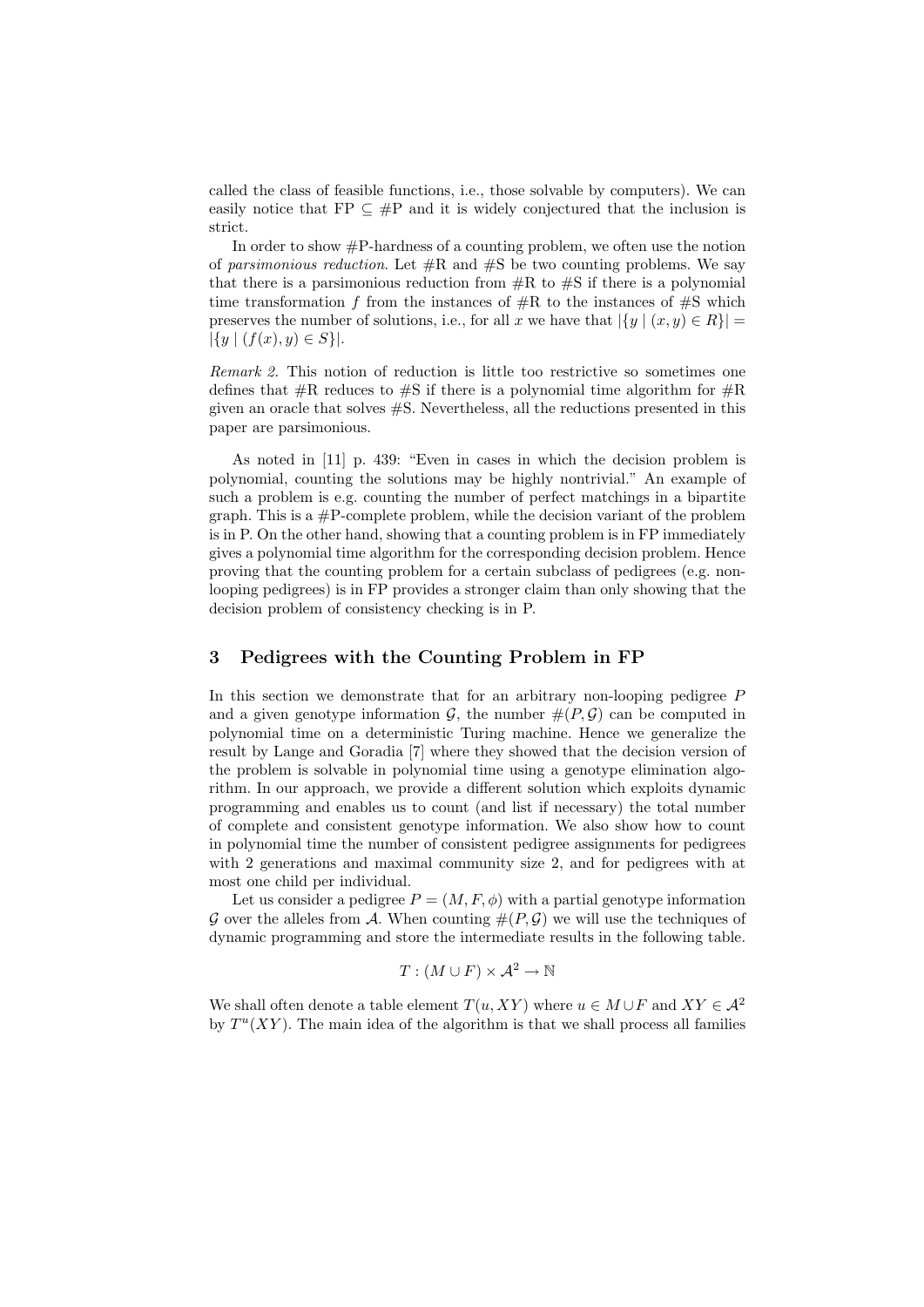called the class of feasible functions, i.e., those solvable by computers). We can easily notice that FP $\subseteq$ #P and it is widely conjectured that the inclusion is strict.

In order to show #P-hardness of a counting problem, we often use the notion of *parsimonious reduction*. Let #R and #S be two counting problems. We say that there is a parsimonious reduction from #R to #S if there is a polynomial time transformation $f$ from the instances of #R to the instances of #S which preserves the number of solutions, i.e., for all $x$ we have that $|\{y \mid (x, y) \in R\}| = |\{y \mid (f(x), y) \in S\}|$.

*Remark 2.* This notion of reduction is little too restrictive so sometimes one defines that #R reduces to #S if there is a polynomial time algorithm for #R given an oracle that solves #S. Nevertheless, all the reductions presented in this paper are parsimonious.

As noted in [11] p. 439: "Even in cases in which the decision problem is polynomial, counting the solutions may be highly nontrivial." An example of such a problem is e.g. counting the number of perfect matchings in a bipartite graph. This is a #P-complete problem, while the decision variant of the problem is in P. On the other hand, showing that a counting problem is in FP immediately gives a polynomial time algorithm for the corresponding decision problem. Hence proving that the counting problem for a certain subclass of pedigrees (e.g. non-looping pedigrees) is in FP provides a stronger claim than only showing that the decision problem of consistency checking is in P.

## 3 Pedigrees with the Counting Problem in FP

In this section we demonstrate that for an arbitrary non-looping pedigree $P$ and a given genotype information $\mathcal{G}$, the number $\#(P, \mathcal{G})$ can be computed in polynomial time on a deterministic Turing machine. Hence we generalize the result by Lange and Goradia [7] where they showed that the decision version of the problem is solvable in polynomial time using a genotype elimination algorithm. In our approach, we provide a different solution which exploits dynamic programming and enables us to count (and list if necessary) the total number of complete and consistent genotype information. We also show how to count in polynomial time the number of consistent pedigree assignments for pedigrees with 2 generations and maximal community size 2, and for pedigrees with at most one child per individual.

Let us consider a pedigree $P = (M, F, \phi)$ with a partial genotype information $\mathcal{G}$ over the alleles from $\mathcal{A}$. When counting $\#(P, \mathcal{G})$ we will use the techniques of dynamic programming and store the intermediate results in the following table.

$$T : (M \cup F) \times \mathcal{A}^2 \rightarrow \mathbb{N}$$

We shall often denote a table element $T(u, XY)$ where $u \in M \cup F$ and $XY \in \mathcal{A}^2$ by $T^u(XY)$. The main idea of the algorithm is that we shall process all families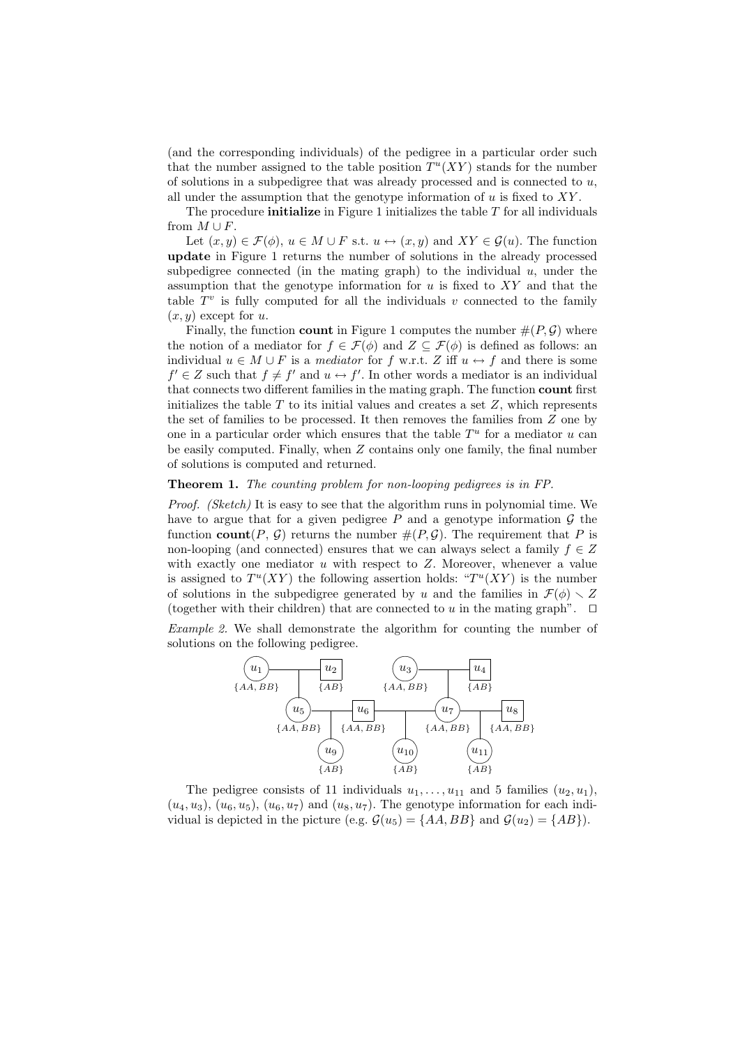(and the corresponding individuals) of the pedigree in a particular order such that the number assigned to the table position $T^u(XY)$ stands for the number of solutions in a subpedigree that was already processed and is connected to $u$, all under the assumption that the genotype information of $u$ is fixed to $XY$.

The procedure **initialize** in Figure 1 initializes the table $T$ for all individuals from $M \cup F$.

Let $(x, y) \in \mathcal{F}(\phi)$, $u \in M \cup F$ s.t. $u \leftrightarrow (x, y)$ and $XY \in \mathcal{G}(u)$. The function **update** in Figure 1 returns the number of solutions in the already processed subpedigree connected (in the mating graph) to the individual $u$, under the assumption that the genotype information for $u$ is fixed to $XY$ and that the table $T^v$ is fully computed for all the individuals $v$ connected to the family $(x, y)$ except for $u$.

Finally, the function **count** in Figure 1 computes the number $\#(P, \mathcal{G})$ where the notion of a mediator for $f \in \mathcal{F}(\phi)$ and $Z \subseteq \mathcal{F}(\phi)$ is defined as follows: an individual $u \in M \cup F$ is a *mediator* for $f$ w.r.t. $Z$ iff $u \leftrightarrow f$ and there is some $f' \in Z$ such that $f \neq f'$ and $u \leftrightarrow f'$. In other words a mediator is an individual that connects two different families in the mating graph. The function **count** first initializes the table $T$ to its initial values and creates a set $Z$, which represents the set of families to be processed. It then removes the families from $Z$ one by one in a particular order which ensures that the table $T^u$ for a mediator $u$ can be easily computed. Finally, when $Z$ contains only one family, the final number of solutions is computed and returned.

**Theorem 1.** *The counting problem for non-looping pedigrees is in FP.*

*Proof. (Sketch)* It is easy to see that the algorithm runs in polynomial time. We have to argue that for a given pedigree $P$ and a genotype information $\mathcal{G}$ the function **count**($P$, $\mathcal{G}$) returns the number $\#(P, \mathcal{G})$. The requirement that $P$ is non-looping (and connected) ensures that we can always select a family $f \in Z$ with exactly one mediator $u$ with respect to $Z$. Moreover, whenever a value is assigned to $T^u(XY)$ the following assertion holds: "$T^u(XY)$ is the number of solutions in the subpedigree generated by $u$ and the families in $\mathcal{F}(\phi) \setminus Z$ (together with their children) that are connected to $u$ in the mating graph". $\square$

*Example 2.* We shall demonstrate the algorithm for counting the number of solutions on the following pedigree.

The pedigree consists of 11 individuals $u_1, \ldots, u_{11}$ and 5 families $(u_2, u_1)$, $(u_4, u_3)$, $(u_6, u_5)$, $(u_6, u_7)$ and $(u_8, u_7)$. The genotype information for each individual is depicted in the picture (e.g. $\mathcal{G}(u_5) = \{AA, BB\}$ and $\mathcal{G}(u_2) = \{AB\}$).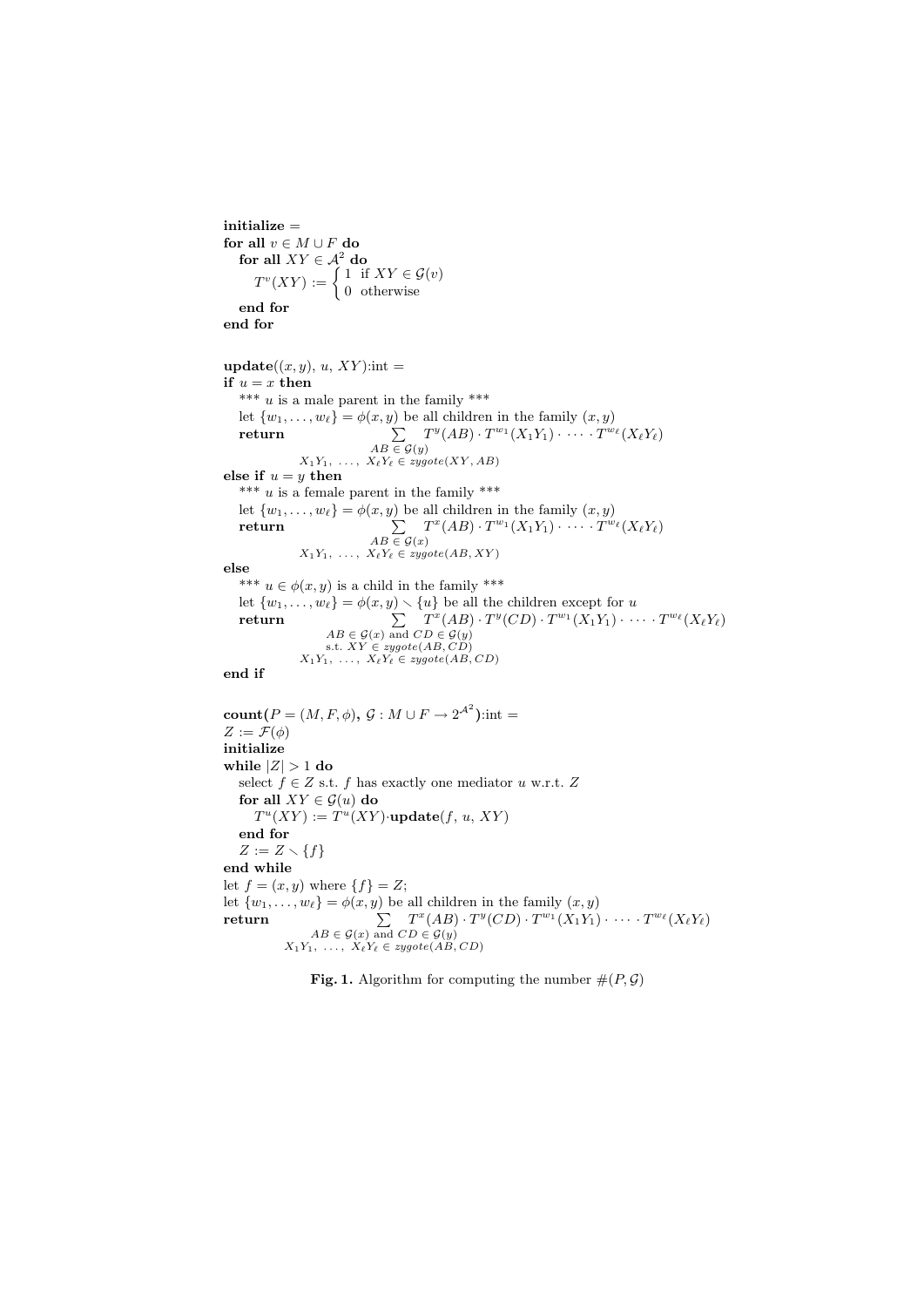**initialize** =
**for all** $v \in M \cup F$ **do**
  **for all** $XY \in \mathcal{A}^2$ **do**
    $$T^v(XY) := \begin{cases} 1 & \text{if } XY \in \mathcal{G}(v) \\ 0 & \text{otherwise} \end{cases}$$
  **end for**
**end for**

**update**$((x,y),\, u,\, XY)$:int =
**if** $u = x$ **then**
  *** $u$ is a male parent in the family ***
  let $\{w_1, \ldots, w_\ell\} = \phi(x,y)$ be all children in the family $(x,y)$
  **return** $$\sum_{\substack{AB \in \mathcal{G}(y) \\ X_1Y_1,\ \ldots,\ X_\ell Y_\ell \in \mathit{zygote}(XY, AB)}} T^y(AB) \cdot T^{w_1}(X_1Y_1) \cdot \cdots \cdot T^{w_\ell}(X_\ell Y_\ell)$$
**else if** $u = y$ **then**
  *** $u$ is a female parent in the family ***
  let $\{w_1, \ldots, w_\ell\} = \phi(x,y)$ be all children in the family $(x,y)$
  **return** $$\sum_{\substack{AB \in \mathcal{G}(x) \\ X_1Y_1,\ \ldots,\ X_\ell Y_\ell \in \mathit{zygote}(AB, XY)}} T^x(AB) \cdot T^{w_1}(X_1Y_1) \cdot \cdots \cdot T^{w_\ell}(X_\ell Y_\ell)$$
**else**
  *** $u \in \phi(x,y)$ is a child in the family ***
  let $\{w_1, \ldots, w_\ell\} = \phi(x,y) \setminus \{u\}$ be all the children except for $u$
  **return** $$\sum_{\substack{AB \in \mathcal{G}(x) \text{ and } CD \in \mathcal{G}(y) \\ \text{s.t. } XY \in \mathit{zygote}(AB, CD) \\ X_1Y_1,\ \ldots,\ X_\ell Y_\ell \in \mathit{zygote}(AB, CD)}} T^x(AB) \cdot T^y(CD) \cdot T^{w_1}(X_1Y_1) \cdot \cdots \cdot T^{w_\ell}(X_\ell Y_\ell)$$
**end if**

**count**$(P = (M, F, \phi),\, \mathcal{G} : M \cup F \to 2^{\mathcal{A}^2})$:int =
$Z := \mathcal{F}(\phi)$
**initialize**
**while** $|Z| > 1$ **do**
  select $f \in Z$ s.t. $f$ has exactly one mediator $u$ w.r.t. $Z$
  **for all** $XY \in \mathcal{G}(u)$ **do**
    $T^u(XY) := T^u(XY) \cdot$**update**$(f,\, u,\, XY)$
  **end for**
  $Z := Z \setminus \{f\}$
**end while**
let $f = (x,y)$ where $\{f\} = Z$;
let $\{w_1, \ldots, w_\ell\} = \phi(x,y)$ be all children in the family $(x,y)$
**return** $$\sum_{\substack{AB \in \mathcal{G}(x) \text{ and } CD \in \mathcal{G}(y) \\ X_1Y_1,\ \ldots,\ X_\ell Y_\ell \in \mathit{zygote}(AB, CD)}} T^x(AB) \cdot T^y(CD) \cdot T^{w_1}(X_1Y_1) \cdot \cdots \cdot T^{w_\ell}(X_\ell Y_\ell)$$

**Fig. 1.** Algorithm for computing the number $\#(P, \mathcal{G})$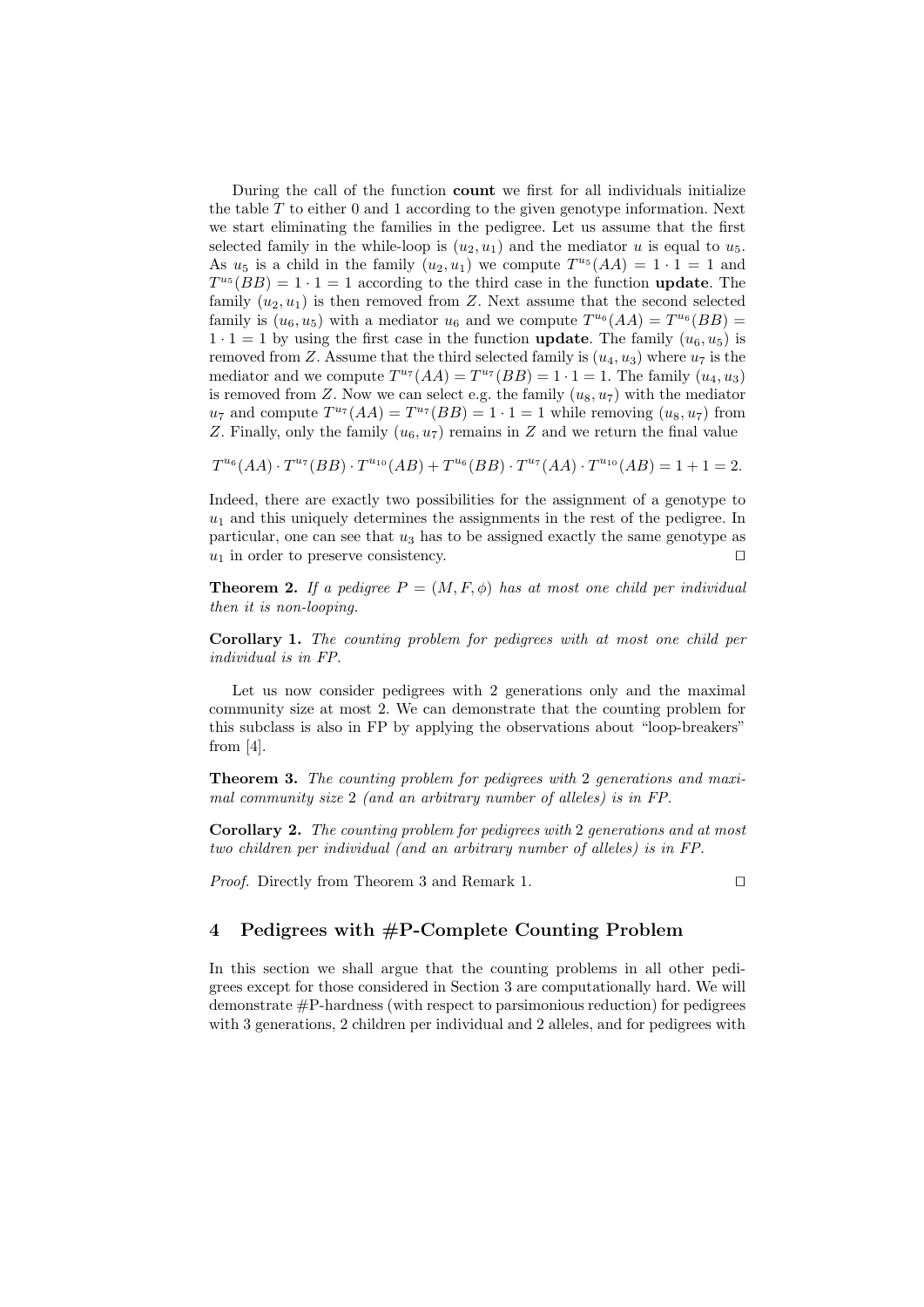During the call of the function **count** we first for all individuals initialize the table $T$ to either 0 and 1 according to the given genotype information. Next we start eliminating the families in the pedigree. Let us assume that the first selected family in the while-loop is $(u_2, u_1)$ and the mediator $u$ is equal to $u_5$. As $u_5$ is a child in the family $(u_2, u_1)$ we compute $T^{u_5}(AA) = 1 \cdot 1 = 1$ and $T^{u_5}(BB) = 1 \cdot 1 = 1$ according to the third case in the function **update**. The family $(u_2, u_1)$ is then removed from $Z$. Next assume that the second selected family is $(u_6, u_5)$ with a mediator $u_6$ and we compute $T^{u_6}(AA) = T^{u_6}(BB) = 1 \cdot 1 = 1$ by using the first case in the function **update**. The family $(u_6, u_5)$ is removed from $Z$. Assume that the third selected family is $(u_4, u_3)$ where $u_7$ is the mediator and we compute $T^{u_7}(AA) = T^{u_7}(BB) = 1 \cdot 1 = 1$. The family $(u_4, u_3)$ is removed from $Z$. Now we can select e.g. the family $(u_8, u_7)$ with the mediator $u_7$ and compute $T^{u_7}(AA) = T^{u_7}(BB) = 1 \cdot 1 = 1$ while removing $(u_8, u_7)$ from $Z$. Finally, only the family $(u_6, u_7)$ remains in $Z$ and we return the final value

$$T^{u_6}(AA) \cdot T^{u_7}(BB) \cdot T^{u_{10}}(AB) + T^{u_6}(BB) \cdot T^{u_7}(AA) \cdot T^{u_{10}}(AB) = 1 + 1 = 2.$$

Indeed, there are exactly two possibilities for the assignment of a genotype to $u_1$ and this uniquely determines the assignments in the rest of the pedigree. In particular, one can see that $u_3$ has to be assigned exactly the same genotype as $u_1$ in order to preserve consistency. ◻

**Theorem 2.** *If a pedigree $P = (M, F, \phi)$ has at most one child per individual then it is non-looping.*

**Corollary 1.** *The counting problem for pedigrees with at most one child per individual is in FP.*

Let us now consider pedigrees with 2 generations only and the maximal community size at most 2. We can demonstrate that the counting problem for this subclass is also in FP by applying the observations about "loop-breakers" from [4].

**Theorem 3.** *The counting problem for pedigrees with* 2 *generations and maximal community size* 2 *(and an arbitrary number of alleles) is in FP.*

**Corollary 2.** *The counting problem for pedigrees with* 2 *generations and at most two children per individual (and an arbitrary number of alleles) is in FP.*

*Proof.* Directly from Theorem 3 and Remark 1. ◻

## 4 Pedigrees with #P-Complete Counting Problem

In this section we shall argue that the counting problems in all other pedigrees except for those considered in Section 3 are computationally hard. We will demonstrate #P-hardness (with respect to parsimonious reduction) for pedigrees with 3 generations, 2 children per individual and 2 alleles, and for pedigrees with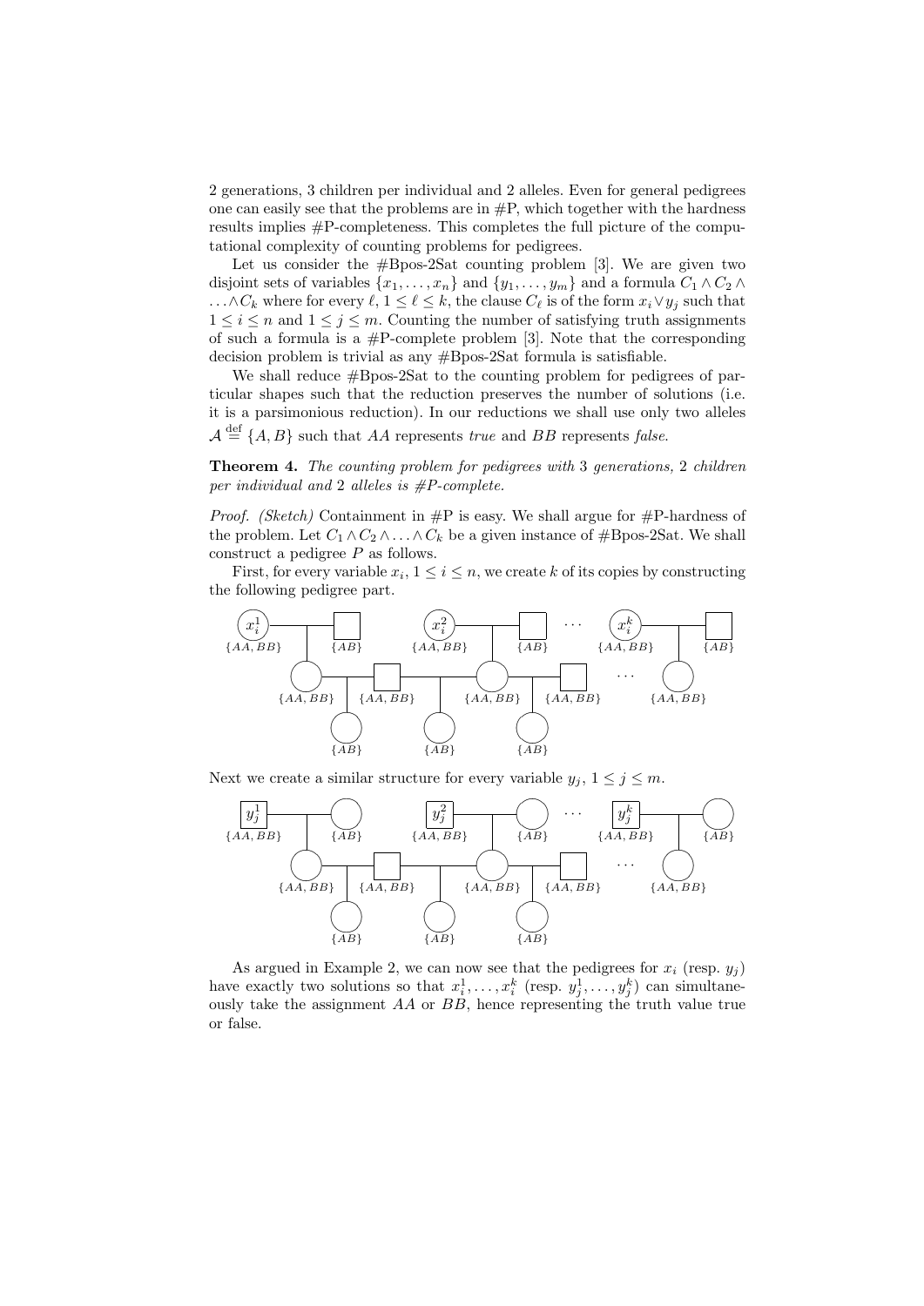2 generations, 3 children per individual and 2 alleles. Even for general pedigrees one can easily see that the problems are in #P, which together with the hardness results implies #P-completeness. This completes the full picture of the computational complexity of counting problems for pedigrees.

Let us consider the #Bpos-2Sat counting problem [3]. We are given two disjoint sets of variables $\{x_1, \ldots, x_n\}$ and $\{y_1, \ldots, y_m\}$ and a formula $C_1 \wedge C_2 \wedge \ldots \wedge C_k$ where for every $\ell$, $1 \leq \ell \leq k$, the clause $C_\ell$ is of the form $x_i \vee y_j$ such that $1 \leq i \leq n$ and $1 \leq j \leq m$. Counting the number of satisfying truth assignments of such a formula is a #P-complete problem [3]. Note that the corresponding decision problem is trivial as any #Bpos-2Sat formula is satisfiable.

We shall reduce #Bpos-2Sat to the counting problem for pedigrees of particular shapes such that the reduction preserves the number of solutions (i.e. it is a parsimonious reduction). In our reductions we shall use only two alleles $\mathcal{A} \stackrel{\text{def}}{=} \{A, B\}$ such that $AA$ represents *true* and $BB$ represents *false*.

**Theorem 4.** *The counting problem for pedigrees with* 3 *generations,* 2 *children per individual and* 2 *alleles is #P-complete.*

*Proof. (Sketch)* Containment in #P is easy. We shall argue for #P-hardness of the problem. Let $C_1 \wedge C_2 \wedge \ldots \wedge C_k$ be a given instance of #Bpos-2Sat. We shall construct a pedigree $P$ as follows.

First, for every variable $x_i$, $1 \leq i \leq n$, we create $k$ of its copies by constructing the following pedigree part.

Next we create a similar structure for every variable $y_j$, $1 \leq j \leq m$.

As argued in Example 2, we can now see that the pedigrees for $x_i$ (resp. $y_j$) have exactly two solutions so that $x_i^1, \ldots, x_i^k$ (resp. $y_j^1, \ldots, y_j^k$) can simultaneously take the assignment $AA$ or $BB$, hence representing the truth value true or false.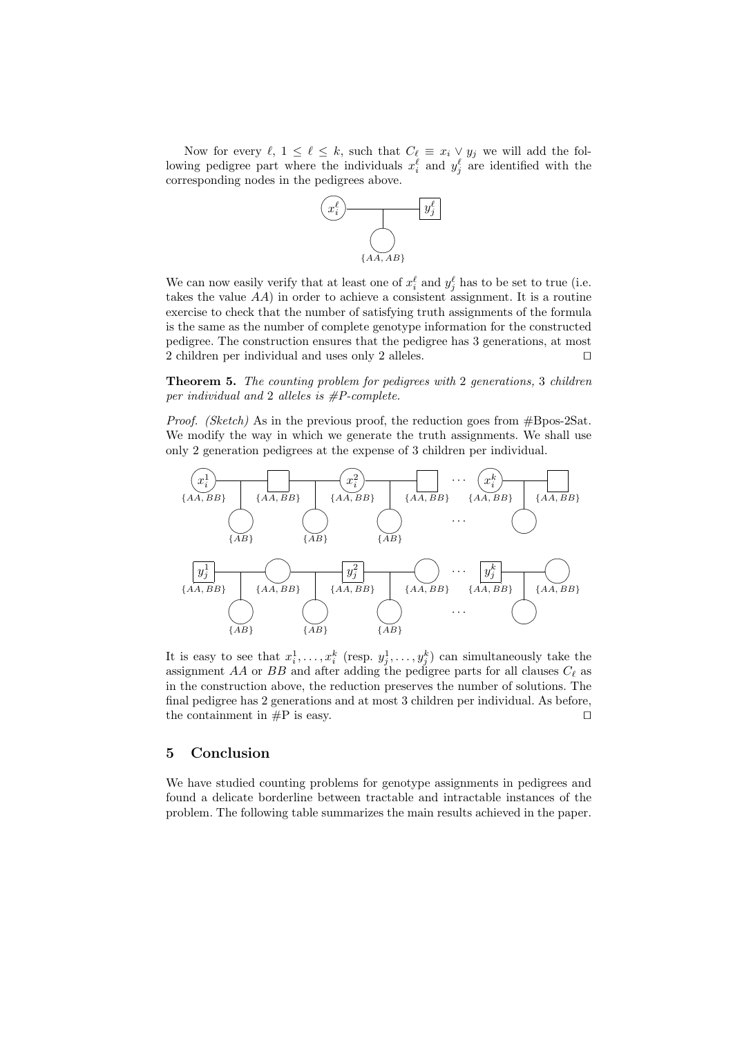Now for every $\ell$, $1 \leq \ell \leq k$, such that $C_\ell \equiv x_i \vee y_j$ we will add the following pedigree part where the individuals $x_i^\ell$ and $y_j^\ell$ are identified with the corresponding nodes in the pedigrees above.

We can now easily verify that at least one of $x_i^\ell$ and $y_j^\ell$ has to be set to true (i.e. takes the value $AA$) in order to achieve a consistent assignment. It is a routine exercise to check that the number of satisfying truth assignments of the formula is the same as the number of complete genotype information for the constructed pedigree. The construction ensures that the pedigree has 3 generations, at most 2 children per individual and uses only 2 alleles. □

**Theorem 5.** *The counting problem for pedigrees with* 2 *generations,* 3 *children per individual and* 2 *alleles is #P-complete.*

*Proof. (Sketch)* As in the previous proof, the reduction goes from #Bpos-2Sat. We modify the way in which we generate the truth assignments. We shall use only 2 generation pedigrees at the expense of 3 children per individual.

It is easy to see that $x_i^1, \ldots, x_i^k$ (resp. $y_j^1, \ldots, y_j^k$) can simultaneously take the assignment $AA$ or $BB$ and after adding the pedigree parts for all clauses $C_\ell$ as in the construction above, the reduction preserves the number of solutions. The final pedigree has 2 generations and at most 3 children per individual. As before, the containment in #P is easy. □

## 5 Conclusion

We have studied counting problems for genotype assignments in pedigrees and found a delicate borderline between tractable and intractable instances of the problem. The following table summarizes the main results achieved in the paper.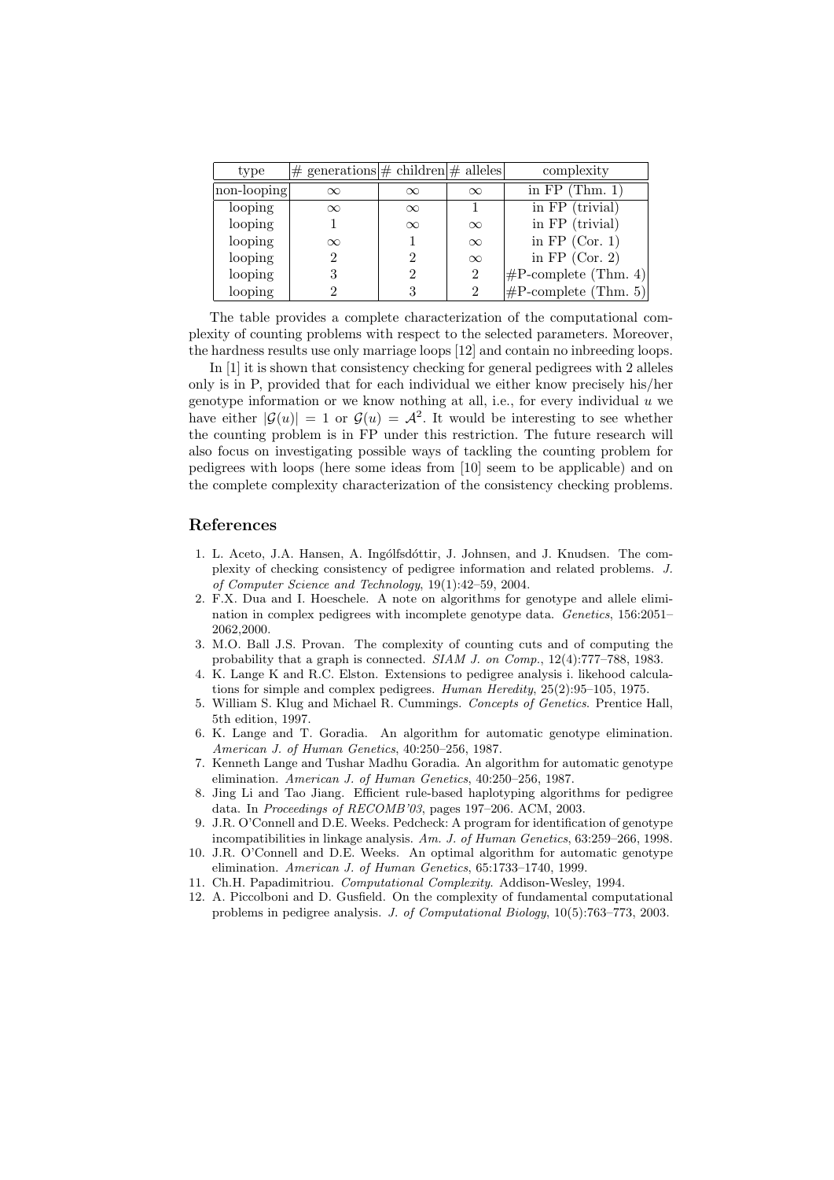| type | # generations | # children | # alleles | complexity |
|---|---|---|---|---|
| non-looping | $\infty$ | $\infty$ | $\infty$ | in FP (Thm. 1) |
| looping | $\infty$ | $\infty$ | 1 | in FP (trivial) |
| looping | 1 | $\infty$ | $\infty$ | in FP (trivial) |
| looping | $\infty$ | 1 | $\infty$ | in FP (Cor. 1) |
| looping | 2 | 2 | $\infty$ | in FP (Cor. 2) |
| looping | 3 | 2 | 2 | #P-complete (Thm. 4) |
| looping | 2 | 3 | 2 | #P-complete (Thm. 5) |

The table provides a complete characterization of the computational complexity of counting problems with respect to the selected parameters. Moreover, the hardness results use only marriage loops [12] and contain no inbreeding loops.

In [1] it is shown that consistency checking for general pedigrees with 2 alleles only is in P, provided that for each individual we either know precisely his/her genotype information or we know nothing at all, i.e., for every individual $u$ we have either $|\mathcal{G}(u)| = 1$ or $\mathcal{G}(u) = \mathcal{A}^2$. It would be interesting to see whether the counting problem is in FP under this restriction. The future research will also focus on investigating possible ways of tackling the counting problem for pedigrees with loops (here some ideas from [10] seem to be applicable) and on the complete complexity characterization of the consistency checking problems.

## References

1. L. Aceto, J.A. Hansen, A. Ingólfsdóttir, J. Johnsen, and J. Knudsen. The complexity of checking consistency of pedigree information and related problems. *J. of Computer Science and Technology*, 19(1):42–59, 2004.
2. F.X. Dua and I. Hoeschele. A note on algorithms for genotype and allele elimination in complex pedigrees with incomplete genotype data. *Genetics*, 156:2051–2062,2000.
3. M.O. Ball J.S. Provan. The complexity of counting cuts and of computing the probability that a graph is connected. *SIAM J. on Comp.*, 12(4):777–788, 1983.
4. K. Lange K and R.C. Elston. Extensions to pedigree analysis i. likehood calculations for simple and complex pedigrees. *Human Heredity*, 25(2):95–105, 1975.
5. William S. Klug and Michael R. Cummings. *Concepts of Genetics*. Prentice Hall, 5th edition, 1997.
6. K. Lange and T. Goradia. An algorithm for automatic genotype elimination. *American J. of Human Genetics*, 40:250–256, 1987.
7. Kenneth Lange and Tushar Madhu Goradia. An algorithm for automatic genotype elimination. *American J. of Human Genetics*, 40:250–256, 1987.
8. Jing Li and Tao Jiang. Efficient rule-based haplotyping algorithms for pedigree data. In *Proceedings of RECOMB'03*, pages 197–206. ACM, 2003.
9. J.R. O'Connell and D.E. Weeks. Pedcheck: A program for identification of genotype incompatibilities in linkage analysis. *Am. J. of Human Genetics*, 63:259–266, 1998.
10. J.R. O'Connell and D.E. Weeks. An optimal algorithm for automatic genotype elimination. *American J. of Human Genetics*, 65:1733–1740, 1999.
11. Ch.H. Papadimitriou. *Computational Complexity*. Addison-Wesley, 1994.
12. A. Piccolboni and D. Gusfield. On the complexity of fundamental computational problems in pedigree analysis. *J. of Computational Biology*, 10(5):763–773, 2003.